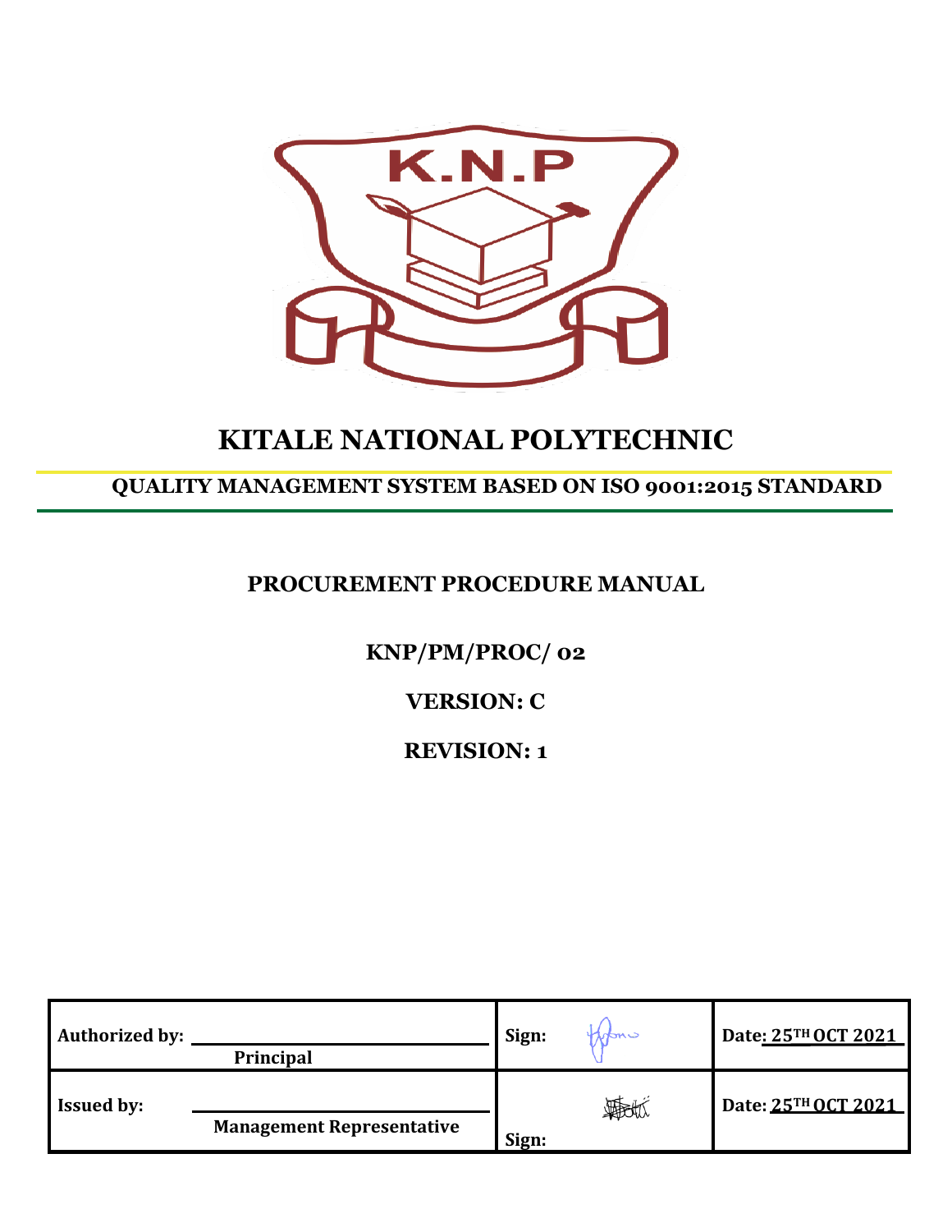# KITALE NATIONAL POLYTECHNIC

## QUALITY MANAGEMENT SYSTEM BASED ON ISO 9001:2015 STANDARD

### PROCUREMENT PROCEDURE MANUAL

**KNP/PM/PROC/ 02**

**VERSION: C**

**REVISION: 1**

| **Authorized by:** Principal | **Sign:** | **Date: 25TH OCT 2021** |
|---|---|---|
| **Issued by:** Management Representative | **Sign:** | **Date: 25TH OCT 2021** |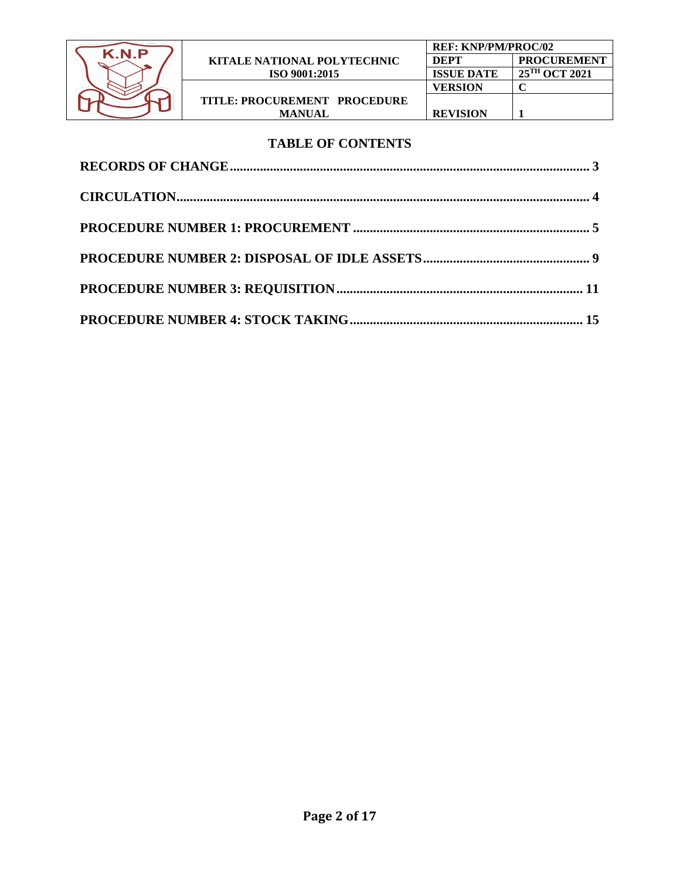## TABLE OF CONTENTS

**RECORDS OF CHANGE** .......... 3

**CIRCULATION** .......... 4

**PROCEDURE NUMBER 1: PROCUREMENT** .......... 5

**PROCEDURE NUMBER 2: DISPOSAL OF IDLE ASSETS** .......... 9

**PROCEDURE NUMBER 3: REQUISITION** .......... 11

**PROCEDURE NUMBER 4: STOCK TAKING** .......... 15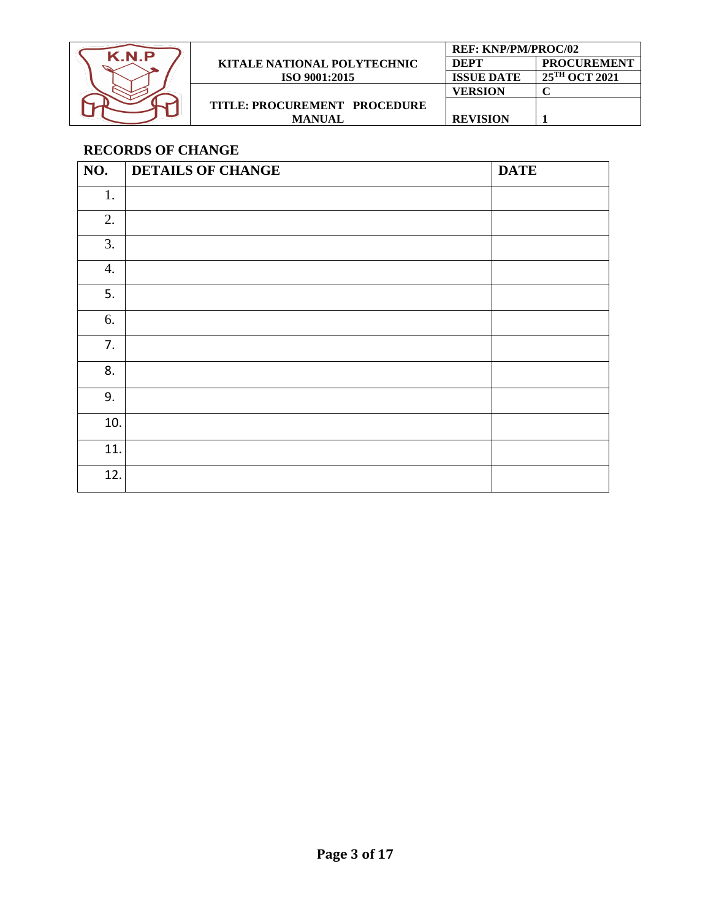## RECORDS OF CHANGE

| NO. | DETAILS OF CHANGE | DATE |
|---|---|---|
| 1. | | |
| 2. | | |
| 3. | | |
| 4. | | |
| 5. | | |
| 6. | | |
| 7. | | |
| 8. | | |
| 9. | | |
| 10. | | |
| 11. | | |
| 12. | | |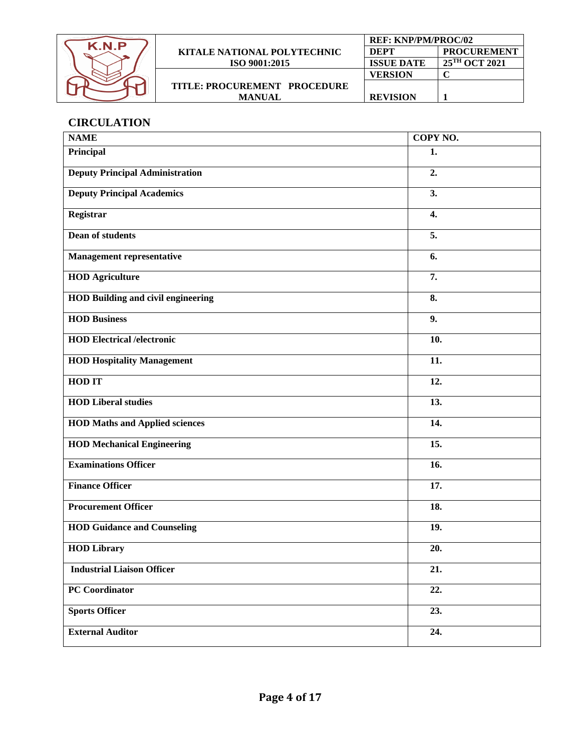## CIRCULATION

| NAME | COPY NO. |
|---|---|
| **Principal** | **1.** |
| **Deputy Principal Administration** | **2.** |
| **Deputy Principal Academics** | **3.** |
| **Registrar** | **4.** |
| **Dean of students** | **5.** |
| **Management representative** | **6.** |
| **HOD Agriculture** | **7.** |
| **HOD Building and civil engineering** | **8.** |
| **HOD Business** | **9.** |
| **HOD Electrical /electronic** | **10.** |
| **HOD Hospitality Management** | **11.** |
| **HOD IT** | **12.** |
| **HOD Liberal studies** | **13.** |
| **HOD Maths and Applied sciences** | **14.** |
| **HOD Mechanical Engineering** | **15.** |
| **Examinations Officer** | **16.** |
| **Finance Officer** | **17.** |
| **Procurement Officer** | **18.** |
| **HOD Guidance and Counseling** | **19.** |
| **HOD Library** | **20.** |
| **Industrial Liaison Officer** | **21.** |
| **PC Coordinator** | **22.** |
| **Sports Officer** | **23.** |
| **External Auditor** | **24.** |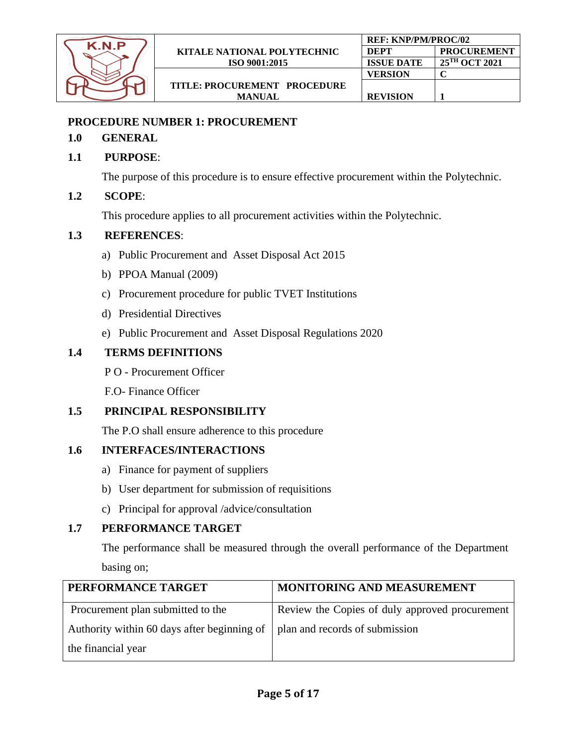## PROCEDURE NUMBER 1: PROCUREMENT

### 1.0 GENERAL

### 1.1 PURPOSE:

The purpose of this procedure is to ensure effective procurement within the Polytechnic.

### 1.2 SCOPE:

This procedure applies to all procurement activities within the Polytechnic.

### 1.3 REFERENCES:

a) Public Procurement and Asset Disposal Act 2015
b) PPOA Manual (2009)
c) Procurement procedure for public TVET Institutions
d) Presidential Directives
e) Public Procurement and Asset Disposal Regulations 2020

### 1.4 TERMS DEFINITIONS

P O - Procurement Officer

F.O- Finance Officer

### 1.5 PRINCIPAL RESPONSIBILITY

The P.O shall ensure adherence to this procedure

### 1.6 INTERFACES/INTERACTIONS

a) Finance for payment of suppliers
b) User department for submission of requisitions
c) Principal for approval /advice/consultation

### 1.7 PERFORMANCE TARGET

The performance shall be measured through the overall performance of the Department basing on;

| PERFORMANCE TARGET | MONITORING AND MEASUREMENT |
|---|---|
| Procurement plan submitted to the Authority within 60 days after beginning of the financial year | Review the Copies of duly approved procurement plan and records of submission |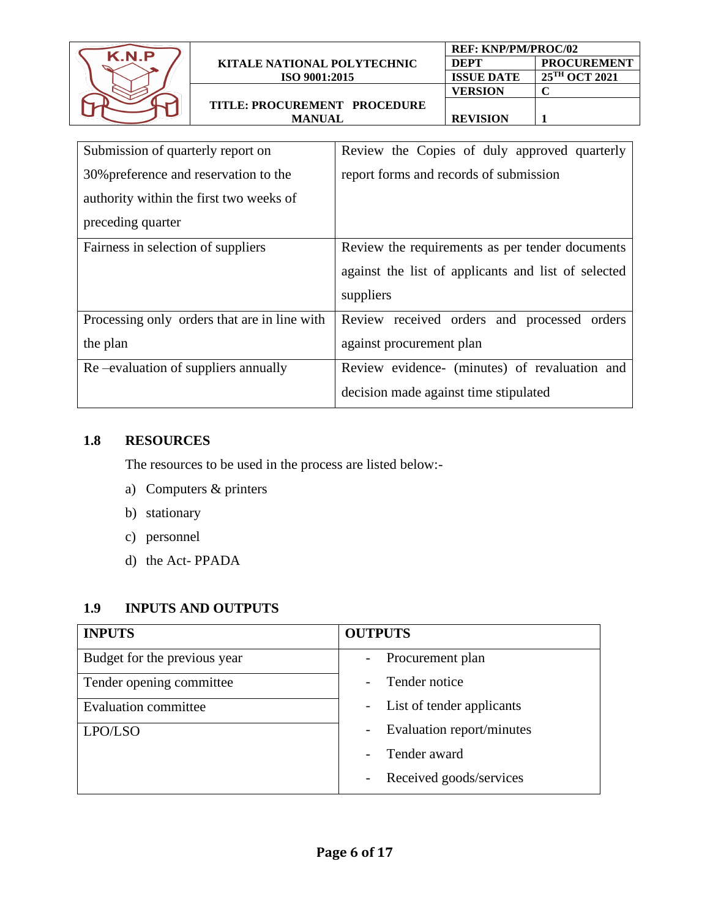| Submission of quarterly report on 30%preference and reservation to the authority within the first two weeks of preceding quarter | Review the Copies of duly approved quarterly report forms and records of submission |
|---|---|
| Fairness in selection of suppliers | Review the requirements as per tender documents against the list of applicants and list of selected suppliers |
| Processing only orders that are in line with the plan | Review received orders and processed orders against procurement plan |
| Re –evaluation of suppliers annually | Review evidence- (minutes) of revaluation and decision made against time stipulated |

## 1.8 RESOURCES

The resources to be used in the process are listed below:-

a) Computers & printers
b) stationary
c) personnel
d) the Act- PPADA

## 1.9 INPUTS AND OUTPUTS

| INPUTS | OUTPUTS |
|---|---|
| Budget for the previous year | - Procurement plan |
| Tender opening committee | - Tender notice |
| Evaluation committee | - List of tender applicants |
| LPO/LSO | - Evaluation report/minutes<br>- Tender award<br>- Received goods/services |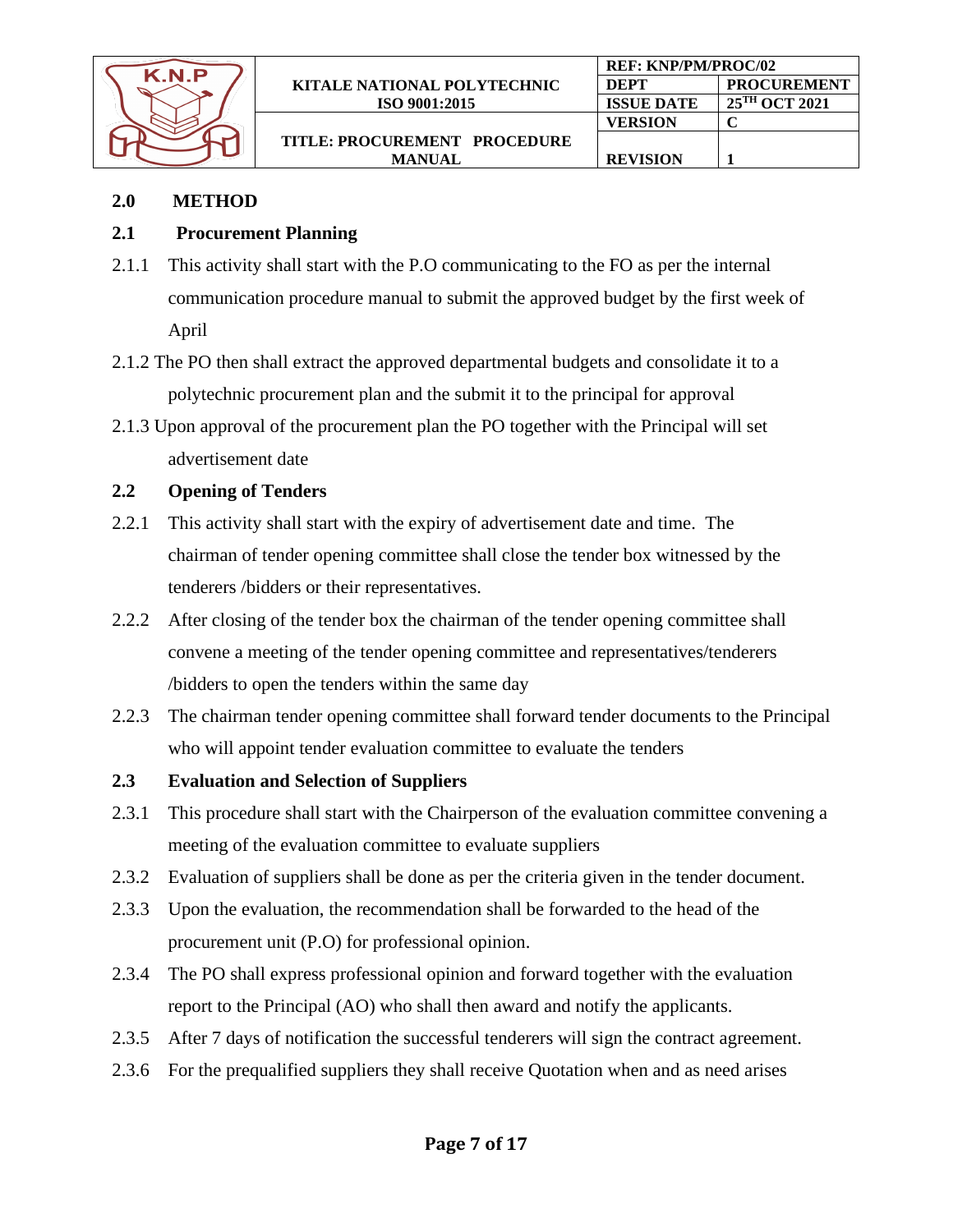## 2.0 METHOD

### 2.1 Procurement Planning

2.1.1 This activity shall start with the P.O communicating to the FO as per the internal communication procedure manual to submit the approved budget by the first week of April

2.1.2 The PO then shall extract the approved departmental budgets and consolidate it to a polytechnic procurement plan and the submit it to the principal for approval

2.1.3 Upon approval of the procurement plan the PO together with the Principal will set advertisement date

### 2.2 Opening of Tenders

2.2.1 This activity shall start with the expiry of advertisement date and time. The chairman of tender opening committee shall close the tender box witnessed by the tenderers /bidders or their representatives.

2.2.2 After closing of the tender box the chairman of the tender opening committee shall convene a meeting of the tender opening committee and representatives/tenderers /bidders to open the tenders within the same day

2.2.3 The chairman tender opening committee shall forward tender documents to the Principal who will appoint tender evaluation committee to evaluate the tenders

### 2.3 Evaluation and Selection of Suppliers

2.3.1 This procedure shall start with the Chairperson of the evaluation committee convening a meeting of the evaluation committee to evaluate suppliers

2.3.2 Evaluation of suppliers shall be done as per the criteria given in the tender document.

2.3.3 Upon the evaluation, the recommendation shall be forwarded to the head of the procurement unit (P.O) for professional opinion.

2.3.4 The PO shall express professional opinion and forward together with the evaluation report to the Principal (AO) who shall then award and notify the applicants.

2.3.5 After 7 days of notification the successful tenderers will sign the contract agreement.

2.3.6 For the prequalified suppliers they shall receive Quotation when and as need arises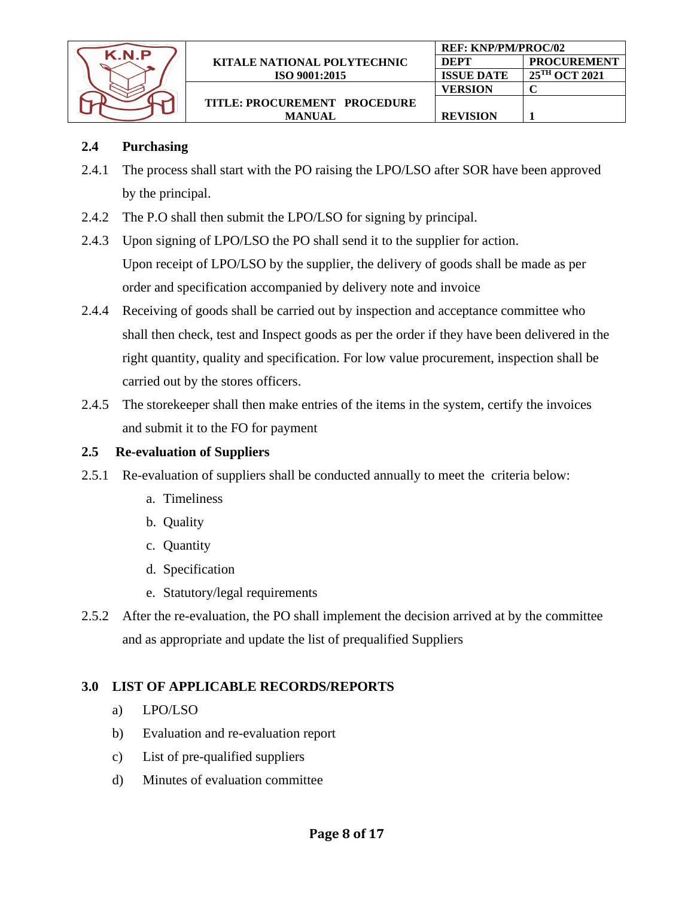## 2.4 Purchasing

2.4.1 The process shall start with the PO raising the LPO/LSO after SOR have been approved by the principal.

2.4.2 The P.O shall then submit the LPO/LSO for signing by principal.

2.4.3 Upon signing of LPO/LSO the PO shall send it to the supplier for action. Upon receipt of LPO/LSO by the supplier, the delivery of goods shall be made as per order and specification accompanied by delivery note and invoice

2.4.4 Receiving of goods shall be carried out by inspection and acceptance committee who shall then check, test and Inspect goods as per the order if they have been delivered in the right quantity, quality and specification. For low value procurement, inspection shall be carried out by the stores officers.

2.4.5 The storekeeper shall then make entries of the items in the system, certify the invoices and submit it to the FO for payment

## 2.5 Re-evaluation of Suppliers

2.5.1 Re-evaluation of suppliers shall be conducted annually to meet the criteria below:

a. Timeliness
b. Quality
c. Quantity
d. Specification
e. Statutory/legal requirements

2.5.2 After the re-evaluation, the PO shall implement the decision arrived at by the committee and as appropriate and update the list of prequalified Suppliers

# 3.0 LIST OF APPLICABLE RECORDS/REPORTS

a) LPO/LSO
b) Evaluation and re-evaluation report
c) List of pre-qualified suppliers
d) Minutes of evaluation committee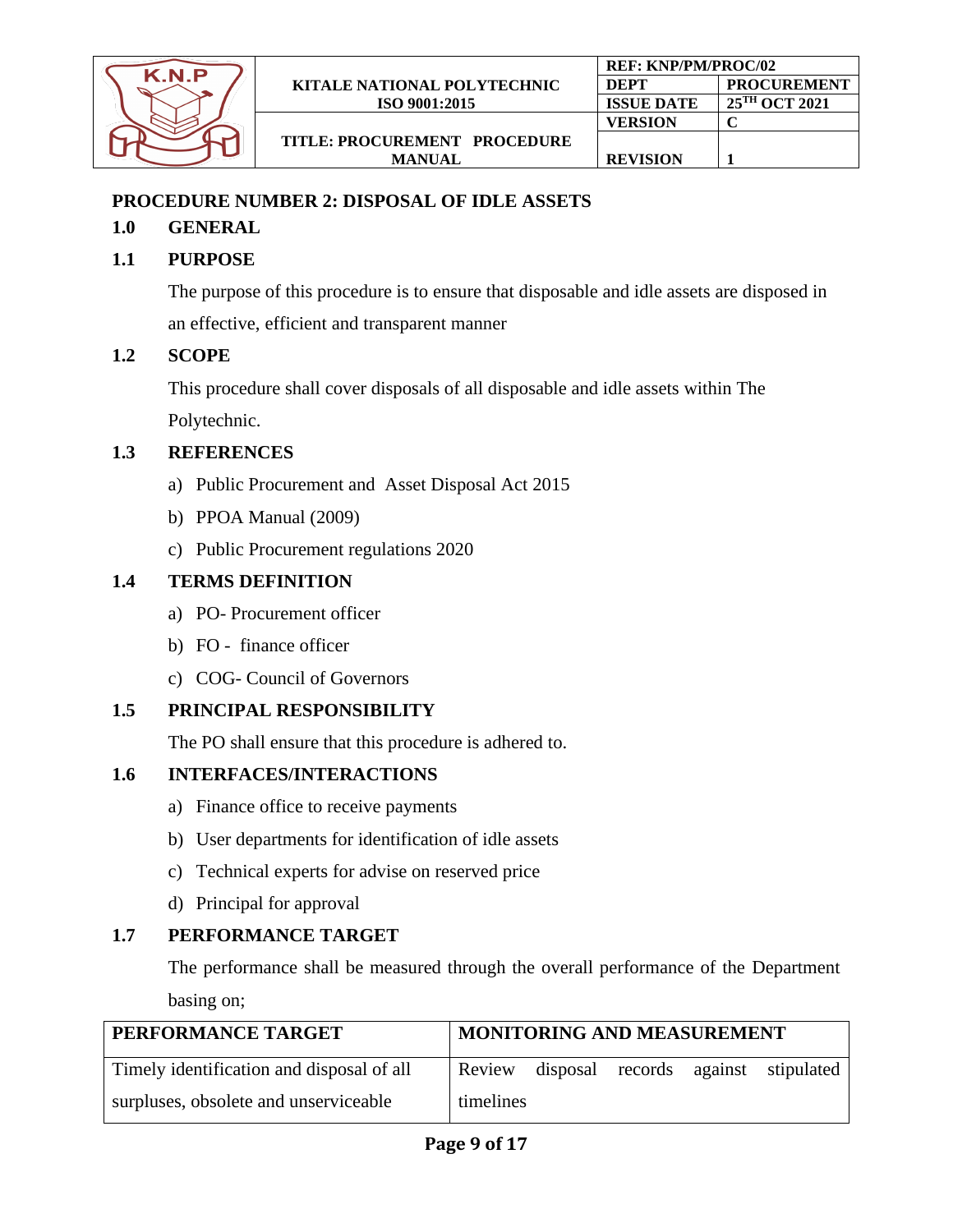## PROCEDURE NUMBER 2: DISPOSAL OF IDLE ASSETS

### 1.0 GENERAL

### 1.1 PURPOSE

The purpose of this procedure is to ensure that disposable and idle assets are disposed in an effective, efficient and transparent manner

### 1.2 SCOPE

This procedure shall cover disposals of all disposable and idle assets within The Polytechnic.

### 1.3 REFERENCES

a) Public Procurement and Asset Disposal Act 2015
b) PPOA Manual (2009)
c) Public Procurement regulations 2020

### 1.4 TERMS DEFINITION

a) PO- Procurement officer
b) FO - finance officer
c) COG- Council of Governors

### 1.5 PRINCIPAL RESPONSIBILITY

The PO shall ensure that this procedure is adhered to.

### 1.6 INTERFACES/INTERACTIONS

a) Finance office to receive payments
b) User departments for identification of idle assets
c) Technical experts for advise on reserved price
d) Principal for approval

### 1.7 PERFORMANCE TARGET

The performance shall be measured through the overall performance of the Department basing on;

| PERFORMANCE TARGET | MONITORING AND MEASUREMENT |
|---|---|
| Timely identification and disposal of all surpluses, obsolete and unserviceable | Review disposal records against stipulated timelines |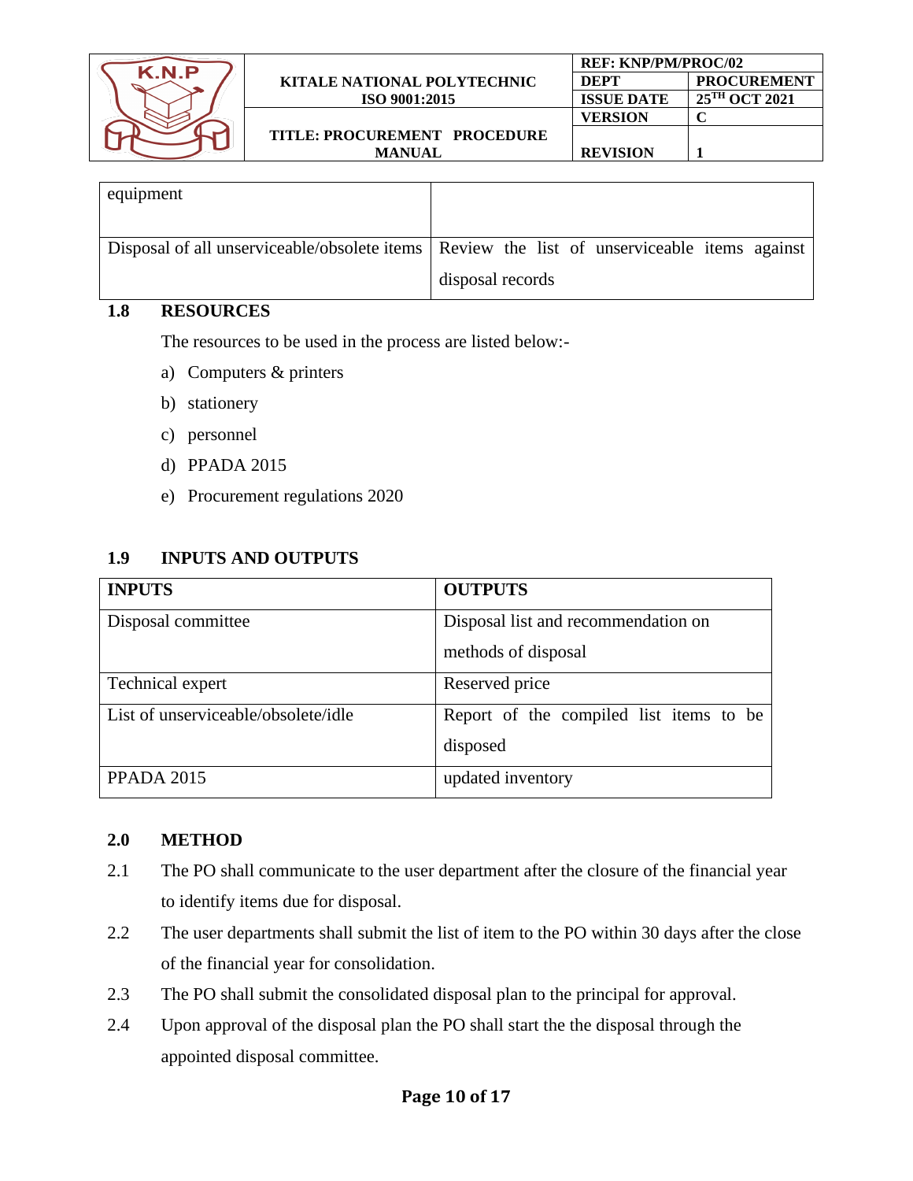| equipment | |
|---|---|
| Disposal of all unserviceable/obsolete items | Review the list of unserviceable items against disposal records |

## 1.8 RESOURCES

The resources to be used in the process are listed below:-

a) Computers & printers
b) stationery
c) personnel
d) PPADA 2015
e) Procurement regulations 2020

## 1.9 INPUTS AND OUTPUTS

| INPUTS | OUTPUTS |
|---|---|
| Disposal committee | Disposal list and recommendation on methods of disposal |
| Technical expert | Reserved price |
| List of unserviceable/obsolete/idle | Report of the compiled list items to be disposed |
| PPADA 2015 | updated inventory |

## 2.0 METHOD

2.1 The PO shall communicate to the user department after the closure of the financial year to identify items due for disposal.

2.2 The user departments shall submit the list of item to the PO within 30 days after the close of the financial year for consolidation.

2.3 The PO shall submit the consolidated disposal plan to the principal for approval.

2.4 Upon approval of the disposal plan the PO shall start the the disposal through the appointed disposal committee.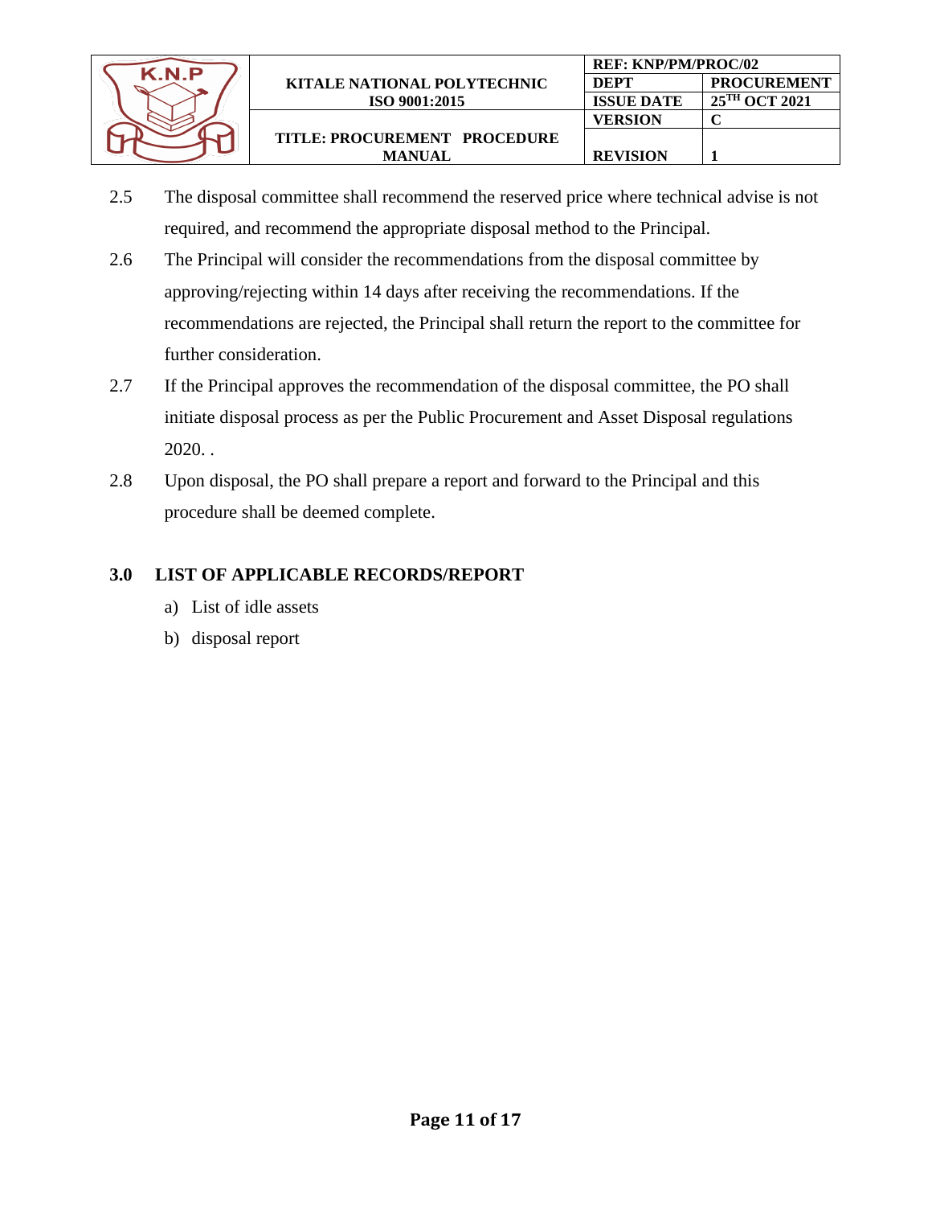2.5 The disposal committee shall recommend the reserved price where technical advise is not required, and recommend the appropriate disposal method to the Principal.

2.6 The Principal will consider the recommendations from the disposal committee by approving/rejecting within 14 days after receiving the recommendations. If the recommendations are rejected, the Principal shall return the report to the committee for further consideration.

2.7 If the Principal approves the recommendation of the disposal committee, the PO shall initiate disposal process as per the Public Procurement and Asset Disposal regulations 2020. .

2.8 Upon disposal, the PO shall prepare a report and forward to the Principal and this procedure shall be deemed complete.

## 3.0 LIST OF APPLICABLE RECORDS/REPORT

a) List of idle assets

b) disposal report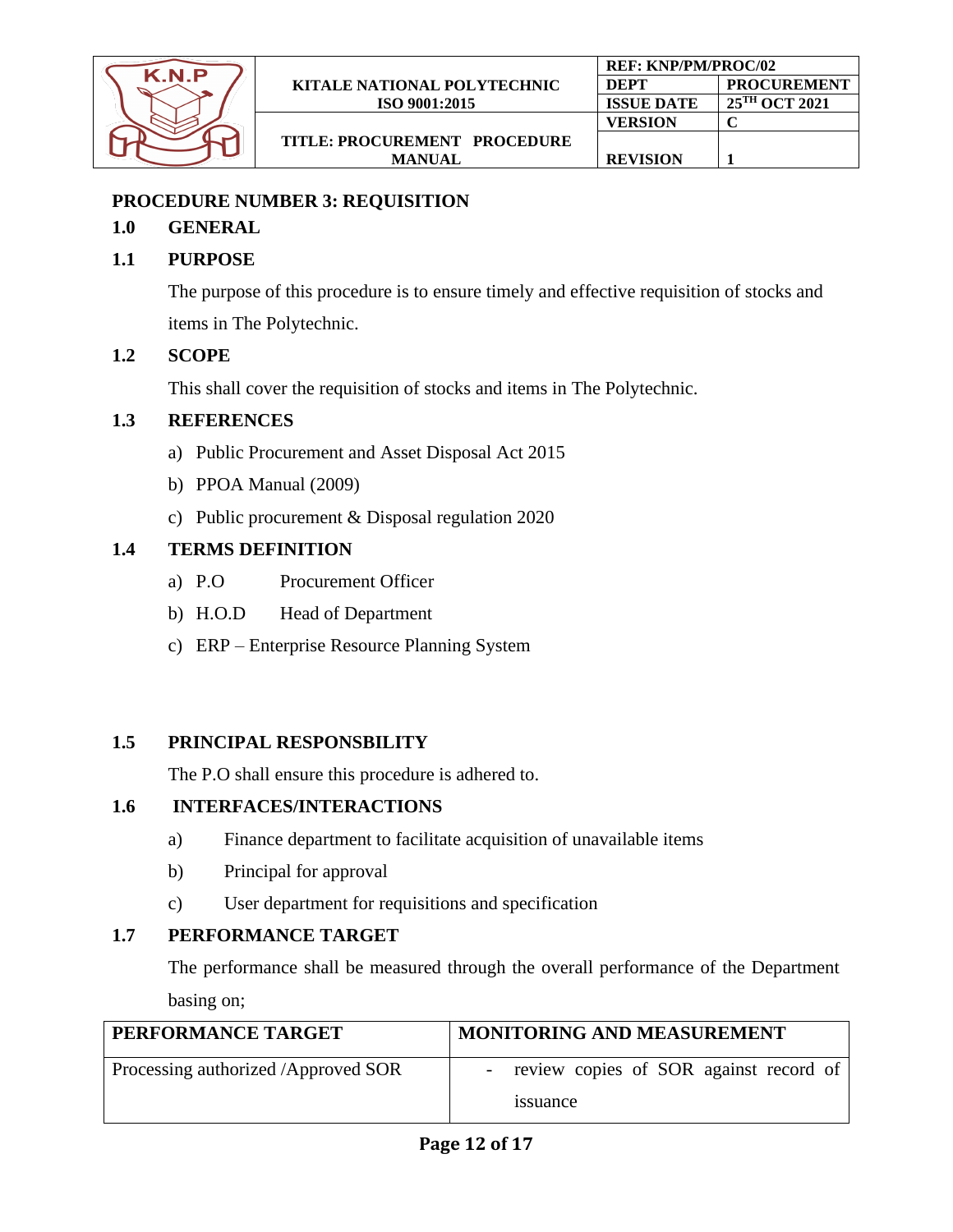## PROCEDURE NUMBER 3: REQUISITION

### 1.0 GENERAL

### 1.1 PURPOSE

The purpose of this procedure is to ensure timely and effective requisition of stocks and items in The Polytechnic.

### 1.2 SCOPE

This shall cover the requisition of stocks and items in The Polytechnic.

### 1.3 REFERENCES

a) Public Procurement and Asset Disposal Act 2015

b) PPOA Manual (2009)

c) Public procurement & Disposal regulation 2020

### 1.4 TERMS DEFINITION

a) P.O Procurement Officer

b) H.O.D Head of Department

c) ERP – Enterprise Resource Planning System

### 1.5 PRINCIPAL RESPONSBILITY

The P.O shall ensure this procedure is adhered to.

### 1.6 INTERFACES/INTERACTIONS

a) Finance department to facilitate acquisition of unavailable items

b) Principal for approval

c) User department for requisitions and specification

### 1.7 PERFORMANCE TARGET

The performance shall be measured through the overall performance of the Department basing on;

| PERFORMANCE TARGET | MONITORING AND MEASUREMENT |
|---|---|
| Processing authorized /Approved SOR | - review copies of SOR against record of issuance |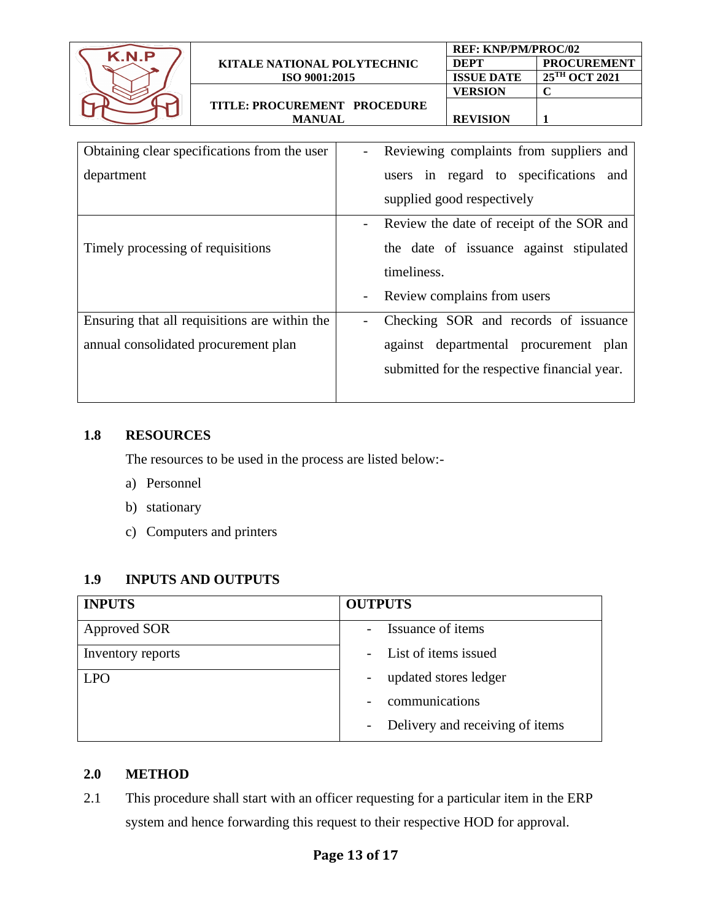| | |
|---|---|
| Obtaining clear specifications from the user department | - Reviewing complaints from suppliers and users in regard to specifications and supplied good respectively |
| Timely processing of requisitions | - Review the date of receipt of the SOR and the date of issuance against stipulated timeliness.<br>- Review complains from users |
| Ensuring that all requisitions are within the annual consolidated procurement plan | - Checking SOR and records of issuance against departmental procurement plan submitted for the respective financial year. |

## 1.8 RESOURCES

The resources to be used in the process are listed below:-

a) Personnel
b) stationary
c) Computers and printers

## 1.9 INPUTS AND OUTPUTS

| INPUTS | OUTPUTS |
|---|---|
| Approved SOR | - Issuance of items |
| Inventory reports | - List of items issued |
| LPO | - updated stores ledger<br>- communications<br>- Delivery and receiving of items |

## 2.0 METHOD

2.1 This procedure shall start with an officer requesting for a particular item in the ERP system and hence forwarding this request to their respective HOD for approval.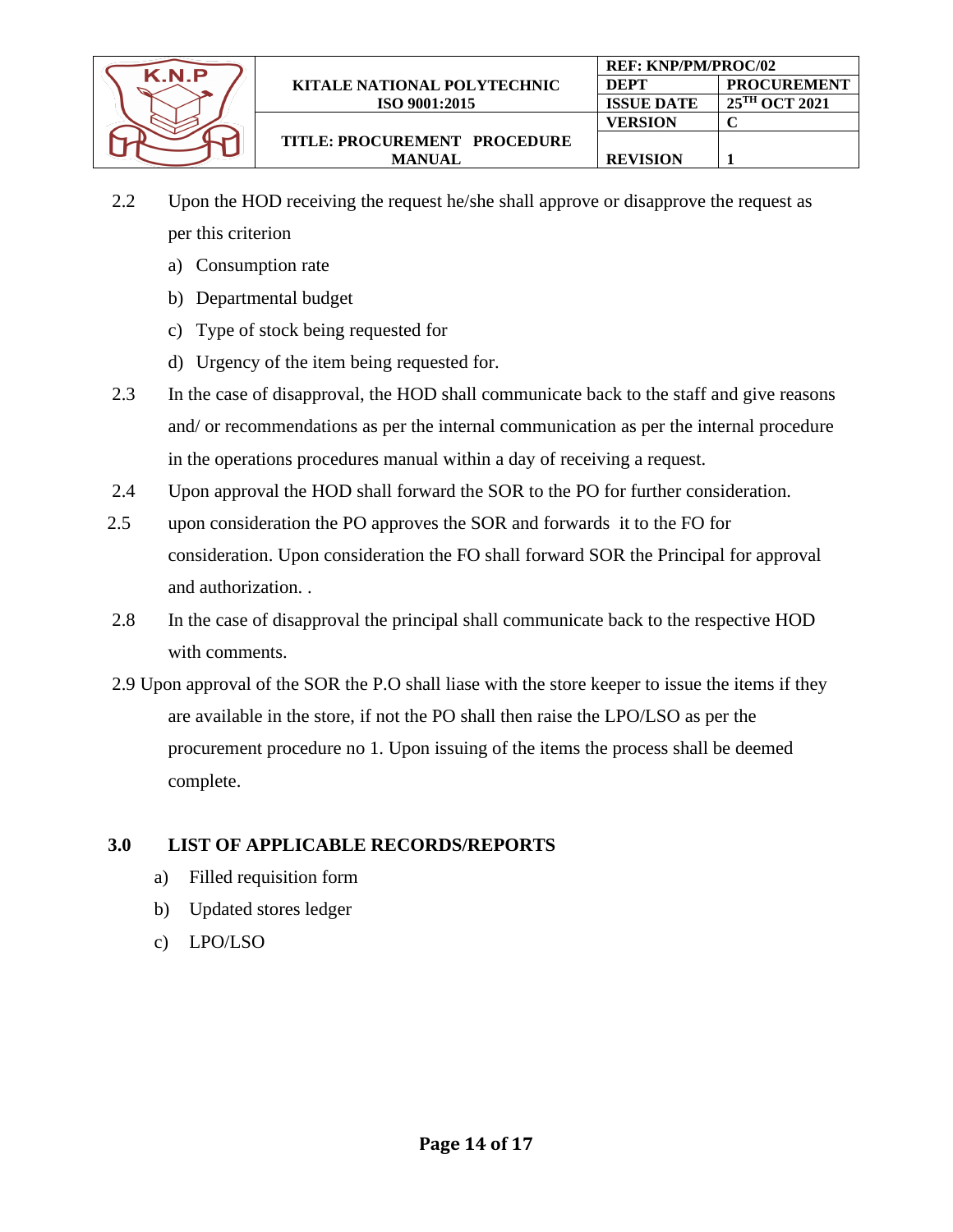2.2 Upon the HOD receiving the request he/she shall approve or disapprove the request as per this criterion

a) Consumption rate
b) Departmental budget
c) Type of stock being requested for
d) Urgency of the item being requested for.

2.3 In the case of disapproval, the HOD shall communicate back to the staff and give reasons and/ or recommendations as per the internal communication as per the internal procedure in the operations procedures manual within a day of receiving a request.

2.4 Upon approval the HOD shall forward the SOR to the PO for further consideration.

2.5 upon consideration the PO approves the SOR and forwards it to the FO for consideration. Upon consideration the FO shall forward SOR the Principal for approval and authorization. .

2.8 In the case of disapproval the principal shall communicate back to the respective HOD with comments.

2.9 Upon approval of the SOR the P.O shall liase with the store keeper to issue the items if they are available in the store, if not the PO shall then raise the LPO/LSO as per the procurement procedure no 1. Upon issuing of the items the process shall be deemed complete.

## 3.0 LIST OF APPLICABLE RECORDS/REPORTS

a) Filled requisition form
b) Updated stores ledger
c) LPO/LSO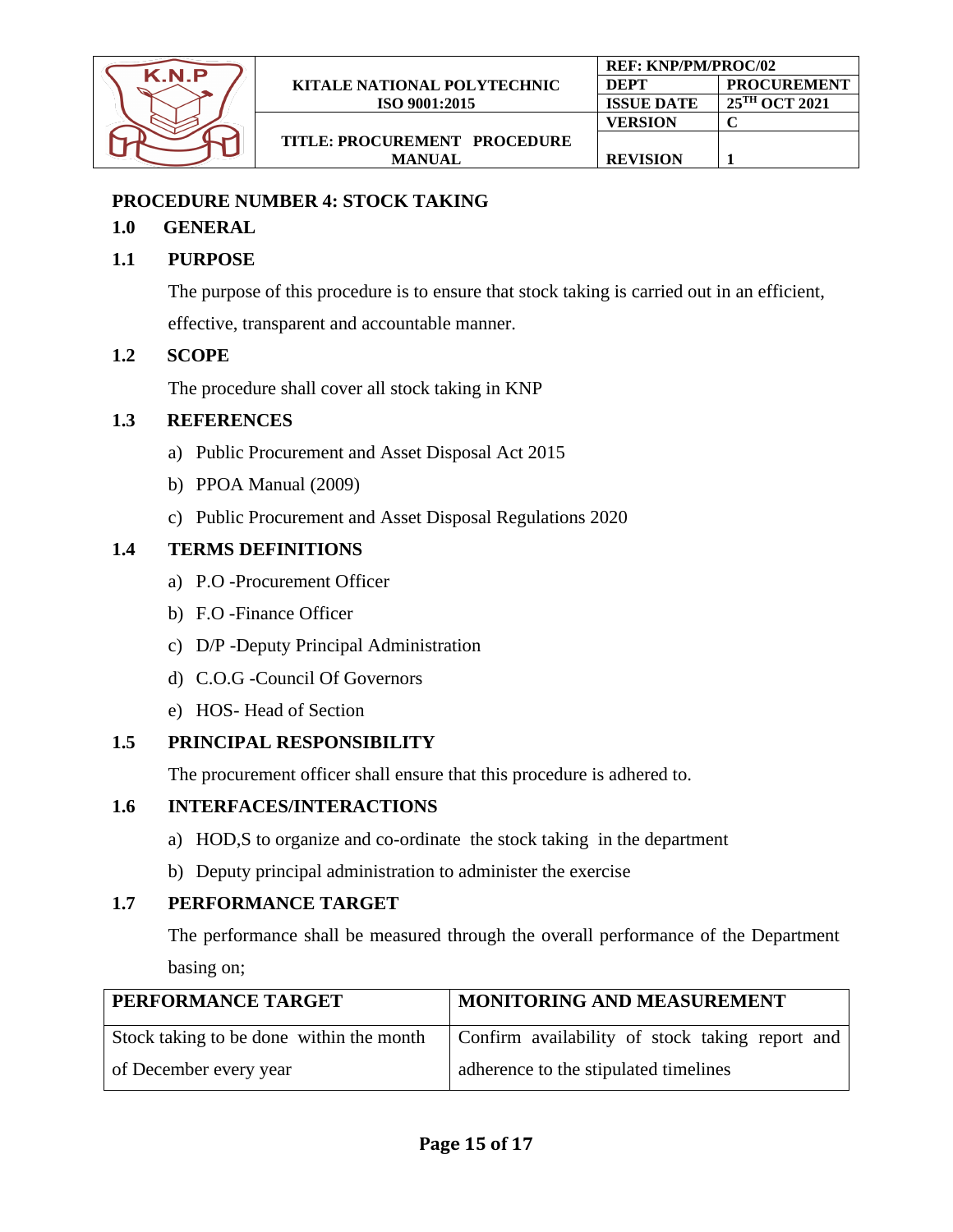## PROCEDURE NUMBER 4: STOCK TAKING

### 1.0 GENERAL

### 1.1 PURPOSE

The purpose of this procedure is to ensure that stock taking is carried out in an efficient, effective, transparent and accountable manner.

### 1.2 SCOPE

The procedure shall cover all stock taking in KNP

### 1.3 REFERENCES

a) Public Procurement and Asset Disposal Act 2015
b) PPOA Manual (2009)
c) Public Procurement and Asset Disposal Regulations 2020

### 1.4 TERMS DEFINITIONS

a) P.O -Procurement Officer
b) F.O -Finance Officer
c) D/P -Deputy Principal Administration
d) C.O.G -Council Of Governors
e) HOS- Head of Section

### 1.5 PRINCIPAL RESPONSIBILITY

The procurement officer shall ensure that this procedure is adhered to.

### 1.6 INTERFACES/INTERACTIONS

a) HOD,S to organize and co-ordinate the stock taking in the department
b) Deputy principal administration to administer the exercise

### 1.7 PERFORMANCE TARGET

The performance shall be measured through the overall performance of the Department basing on;

| PERFORMANCE TARGET | MONITORING AND MEASUREMENT |
|---|---|
| Stock taking to be done within the month of December every year | Confirm availability of stock taking report and adherence to the stipulated timelines |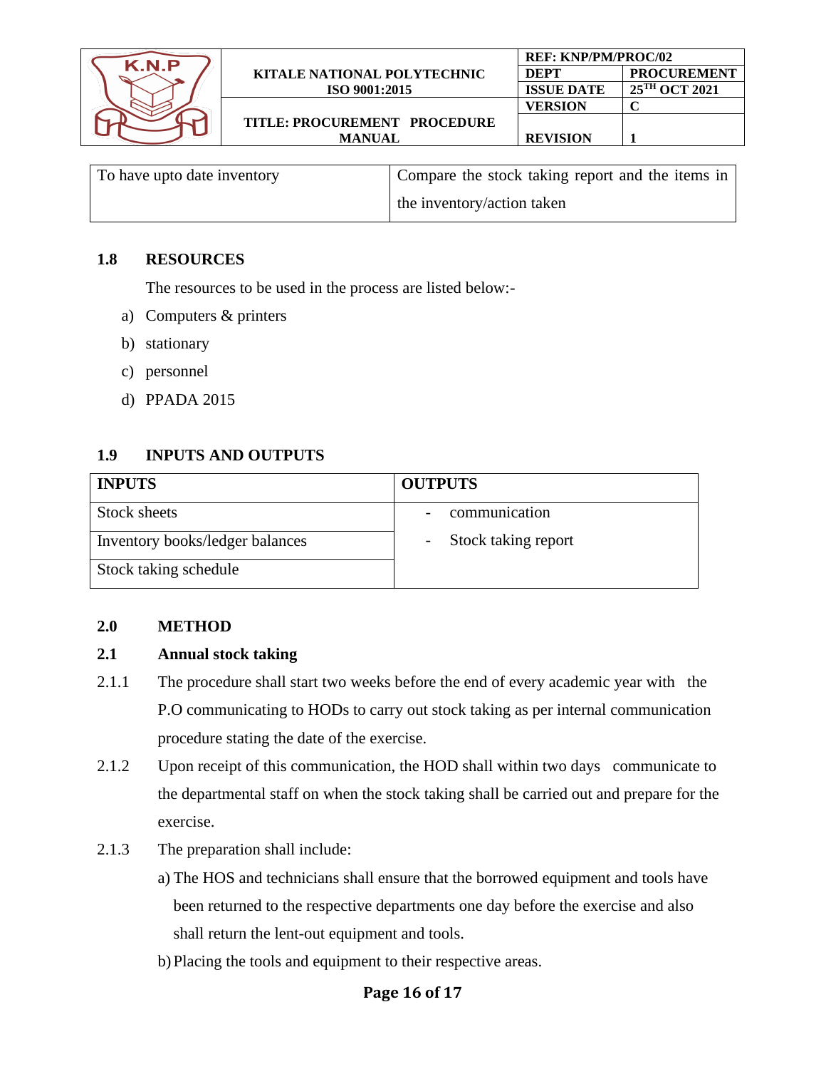| To have upto date inventory | Compare the stock taking report and the items in the inventory/action taken |
|---|---|

### 1.8 RESOURCES

The resources to be used in the process are listed below:-

a) Computers & printers
b) stationary
c) personnel
d) PPADA 2015

### 1.9 INPUTS AND OUTPUTS

| INPUTS | OUTPUTS |
|---|---|
| Stock sheets | - communication<br>- Stock taking report |
| Inventory books/ledger balances | |
| Stock taking schedule | |

## 2.0 METHOD

### 2.1 Annual stock taking

2.1.1 The procedure shall start two weeks before the end of every academic year with the P.O communicating to HODs to carry out stock taking as per internal communication procedure stating the date of the exercise.

2.1.2 Upon receipt of this communication, the HOD shall within two days communicate to the departmental staff on when the stock taking shall be carried out and prepare for the exercise.

2.1.3 The preparation shall include:

a) The HOS and technicians shall ensure that the borrowed equipment and tools have been returned to the respective departments one day before the exercise and also shall return the lent-out equipment and tools.

b) Placing the tools and equipment to their respective areas.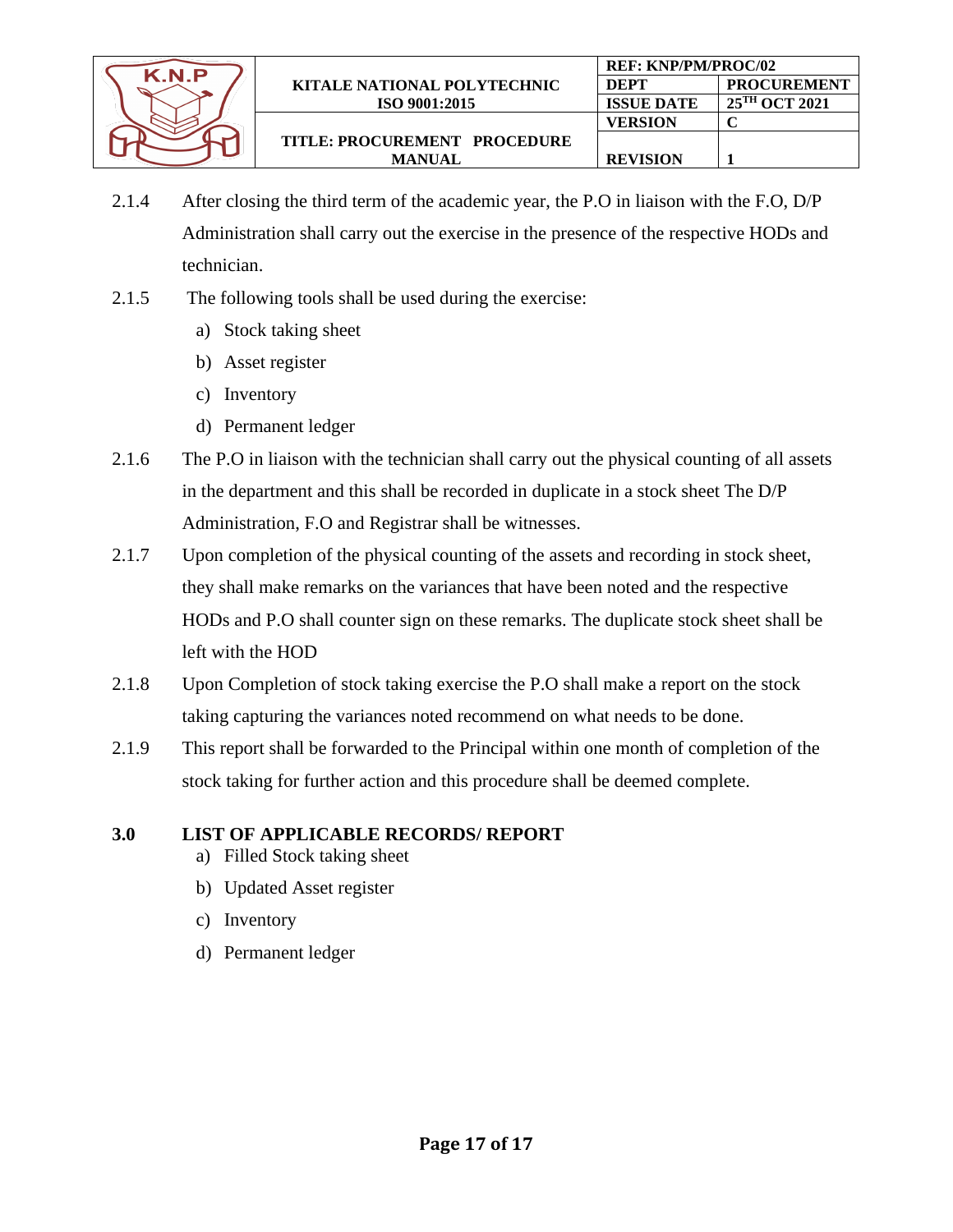2.1.4 After closing the third term of the academic year, the P.O in liaison with the F.O, D/P Administration shall carry out the exercise in the presence of the respective HODs and technician.

2.1.5 The following tools shall be used during the exercise:

a) Stock taking sheet
b) Asset register
c) Inventory
d) Permanent ledger

2.1.6 The P.O in liaison with the technician shall carry out the physical counting of all assets in the department and this shall be recorded in duplicate in a stock sheet The D/P Administration, F.O and Registrar shall be witnesses.

2.1.7 Upon completion of the physical counting of the assets and recording in stock sheet, they shall make remarks on the variances that have been noted and the respective HODs and P.O shall counter sign on these remarks. The duplicate stock sheet shall be left with the HOD

2.1.8 Upon Completion of stock taking exercise the P.O shall make a report on the stock taking capturing the variances noted recommend on what needs to be done.

2.1.9 This report shall be forwarded to the Principal within one month of completion of the stock taking for further action and this procedure shall be deemed complete.

## 3.0 LIST OF APPLICABLE RECORDS/ REPORT

a) Filled Stock taking sheet
b) Updated Asset register
c) Inventory
d) Permanent ledger